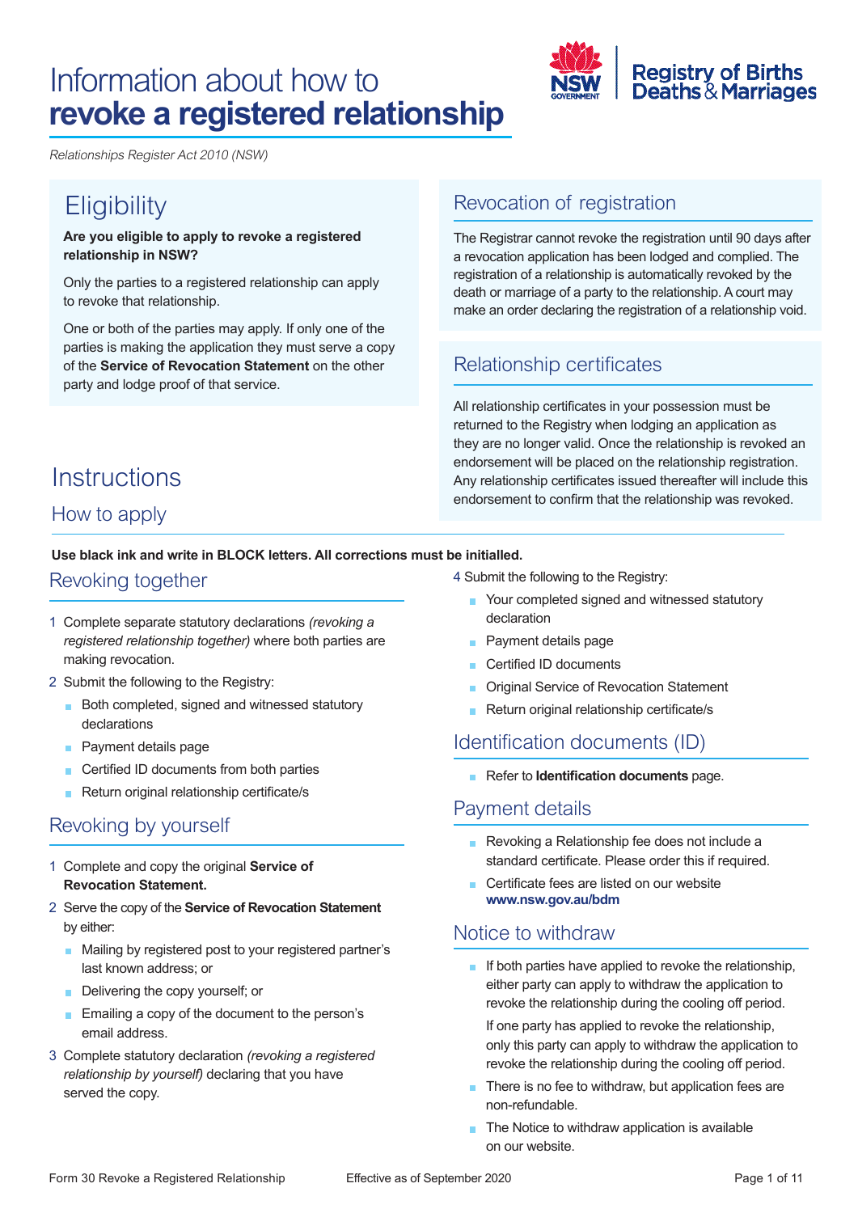# Information about how to **revoke a registered relationship**

NSW Government | Registry of Births Deaths & Marriages

*Relationships Register Act 2010 (NSW)*

## Eligibility

**Are you eligible to apply to revoke a registered relationship in NSW?**

Only the parties to a registered relationship can apply to revoke that relationship.

One or both of the parties may apply. If only one of the parties is making the application they must serve a copy of the **Service of Revocation Statement** on the other party and lodge proof of that service.

## Revocation of registration

The Registrar cannot revoke the registration until 90 days after a revocation application has been lodged and complied. The registration of a relationship is automatically revoked by the death or marriage of a party to the relationship. A court may make an order declaring the registration of a relationship void.

## Relationship certificates

All relationship certificates in your possession must be returned to the Registry when lodging an application as they are no longer valid. Once the relationship is revoked an endorsement will be placed on the relationship registration. Any relationship certificates issued thereafter will include this endorsement to confirm that the relationship was revoked.

## Instructions

### How to apply

**Use black ink and write in BLOCK letters. All corrections must be initialled.**

### Revoking together

1. Complete separate statutory declarations *(revoking a registered relationship together)* where both parties are making revocation.
2. Submit the following to the Registry:
   - Both completed, signed and witnessed statutory declarations
   - Payment details page
   - Certified ID documents from both parties
   - Return original relationship certificate/s

### Revoking by yourself

1. Complete and copy the original **Service of Revocation Statement.**
2. Serve the copy of the **Service of Revocation Statement** by either:
   - Mailing by registered post to your registered partner's last known address; or
   - Delivering the copy yourself; or
   - Emailing a copy of the document to the person's email address.
3. Complete statutory declaration *(revoking a registered relationship by yourself)* declaring that you have served the copy.
4. Submit the following to the Registry:
   - Your completed signed and witnessed statutory declaration
   - Payment details page
   - Certified ID documents
   - Original Service of Revocation Statement
   - Return original relationship certificate/s

### Identification documents (ID)

- Refer to **Identification documents** page.

### Payment details

- Revoking a Relationship fee does not include a standard certificate. Please order this if required.
- Certificate fees are listed on our website **www.nsw.gov.au/bdm**

### Notice to withdraw

- If both parties have applied to revoke the relationship, either party can apply to withdraw the application to revoke the relationship during the cooling off period.

  If one party has applied to revoke the relationship, only this party can apply to withdraw the application to revoke the relationship during the cooling off period.
- There is no fee to withdraw, but application fees are non-refundable.
- The Notice to withdraw application is available on our website.

Form 30 Revoke a Registered Relationship — Effective as of September 2020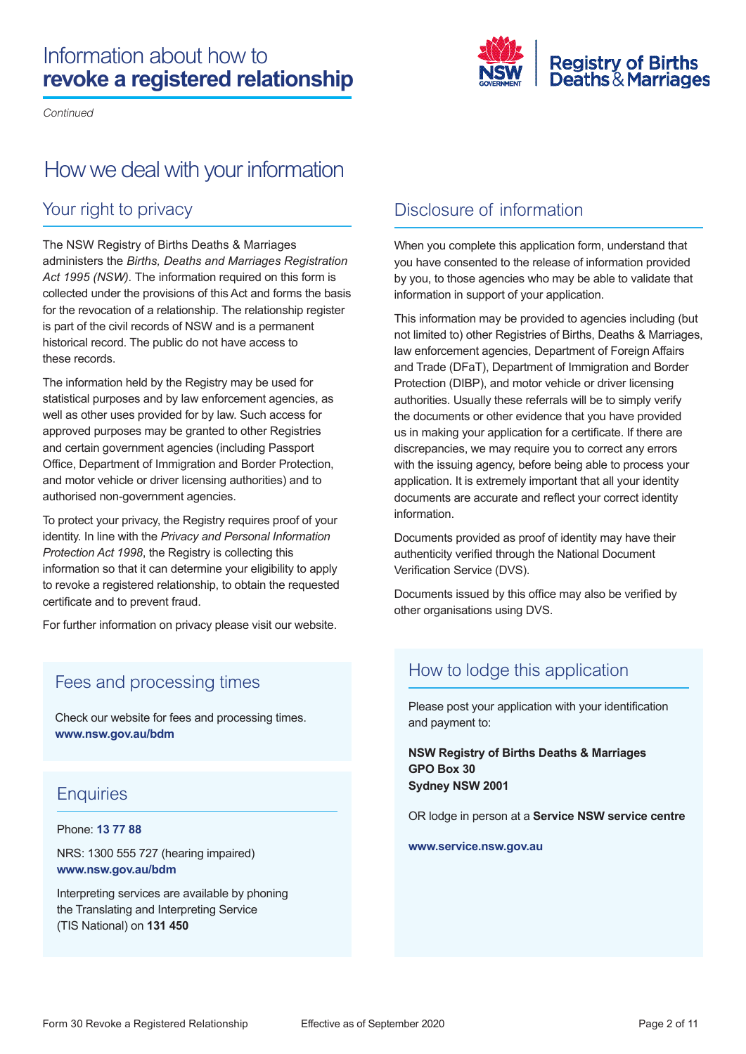# Information about how to **revoke a registered relationship**

*Continued*

## How we deal with your information

### Your right to privacy

The NSW Registry of Births Deaths & Marriages administers the *Births, Deaths and Marriages Registration Act 1995 (NSW).* The information required on this form is collected under the provisions of this Act and forms the basis for the revocation of a relationship. The relationship register is part of the civil records of NSW and is a permanent historical record. The public do not have access to these records.

The information held by the Registry may be used for statistical purposes and by law enforcement agencies, as well as other uses provided for by law. Such access for approved purposes may be granted to other Registries and certain government agencies (including Passport Office, Department of Immigration and Border Protection, and motor vehicle or driver licensing authorities) and to authorised non-government agencies.

To protect your privacy, the Registry requires proof of your identity. In line with the *Privacy and Personal Information Protection Act 1998*, the Registry is collecting this information so that it can determine your eligibility to apply to revoke a registered relationship, to obtain the requested certificate and to prevent fraud.

For further information on privacy please visit our website.

### Disclosure of information

When you complete this application form, understand that you have consented to the release of information provided by you, to those agencies who may be able to validate that information in support of your application.

This information may be provided to agencies including (but not limited to) other Registries of Births, Deaths & Marriages, law enforcement agencies, Department of Foreign Affairs and Trade (DFaT), Department of Immigration and Border Protection (DIBP), and motor vehicle or driver licensing authorities. Usually these referrals will be to simply verify the documents or other evidence that you have provided us in making your application for a certificate. If there are discrepancies, we may require you to correct any errors with the issuing agency, before being able to process your application. It is extremely important that all your identity documents are accurate and reflect your correct identity information.

Documents provided as proof of identity may have their authenticity verified through the National Document Verification Service (DVS).

Documents issued by this office may also be verified by other organisations using DVS.

### Fees and processing times

Check our website for fees and processing times.
**www.nsw.gov.au/bdm**

### Enquiries

Phone: **13 77 88**

NRS: 1300 555 727 (hearing impaired)
**www.nsw.gov.au/bdm**

Interpreting services are available by phoning the Translating and Interpreting Service (TIS National) on **131 450**

### How to lodge this application

Please post your application with your identification and payment to:

**NSW Registry of Births Deaths & Marriages**
**GPO Box 30**
**Sydney NSW 2001**

OR lodge in person at a **Service NSW service centre**

**www.service.nsw.gov.au**

Form 30 Revoke a Registered Relationship — Effective as of September 2020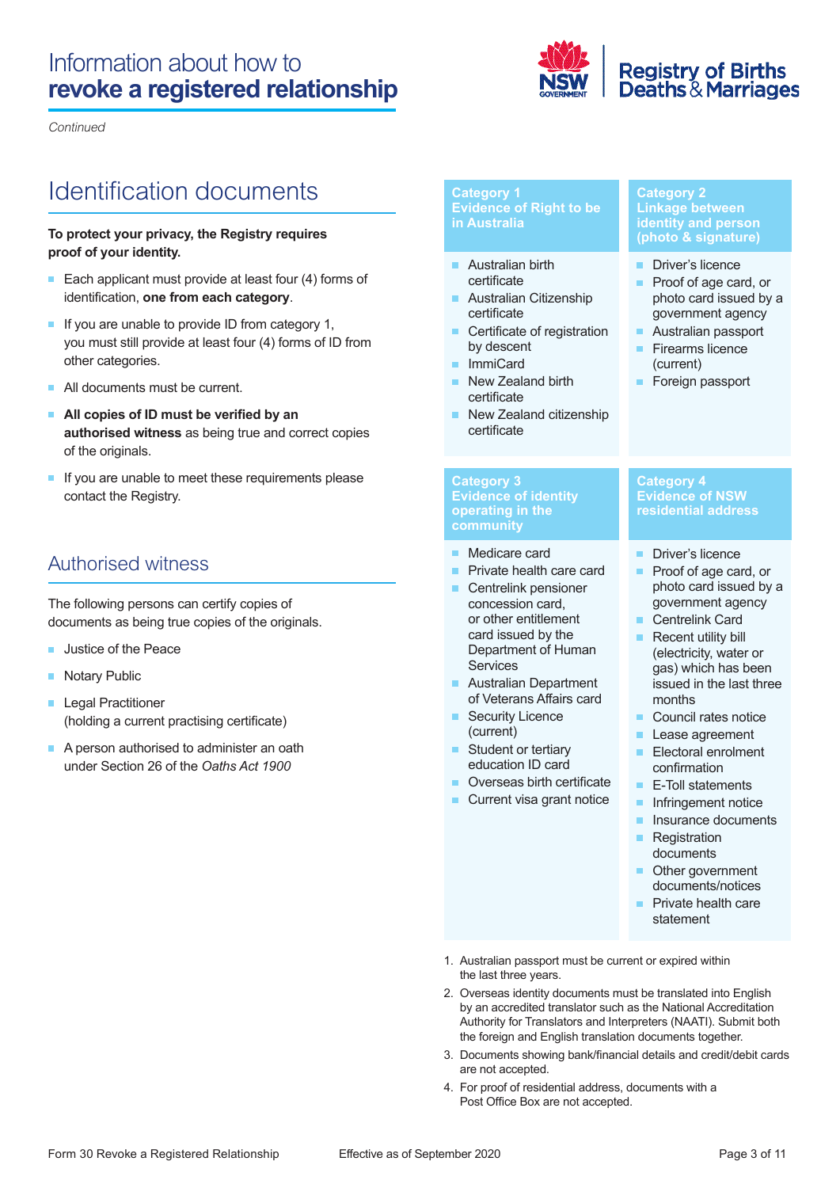*Continued*

# Identification documents

**To protect your privacy, the Registry requires proof of your identity.**

- Each applicant must provide at least four (4) forms of identification, **one from each category**.
- If you are unable to provide ID from category 1, you must still provide at least four (4) forms of ID from other categories.
- All documents must be current.
- **All copies of ID must be verified by an authorised witness** as being true and correct copies of the originals.
- If you are unable to meet these requirements please contact the Registry.

## Authorised witness

The following persons can certify copies of documents as being true copies of the originals.

- Justice of the Peace
- Notary Public
- Legal Practitioner (holding a current practising certificate)
- A person authorised to administer an oath under Section 26 of the *Oaths Act 1900*

### Category 1 – Evidence of Right to be in Australia

- Australian birth certificate
- Australian Citizenship certificate
- Certificate of registration by descent
- ImmiCard
- New Zealand birth certificate
- New Zealand citizenship certificate

### Category 2 – Linkage between identity and person (photo & signature)

- Driver's licence
- Proof of age card, or photo card issued by a government agency
- Australian passport
- Firearms licence (current)
- Foreign passport

### Category 3 – Evidence of identity operating in the community

- Medicare card
- Private health care card
- Centrelink pensioner concession card, or other entitlement card issued by the Department of Human Services
- Australian Department of Veterans Affairs card
- Security Licence (current)
- Student or tertiary education ID card
- Overseas birth certificate
- Current visa grant notice

### Category 4 – Evidence of NSW residential address

- Driver's licence
- Proof of age card, or photo card issued by a government agency
- Centrelink Card
- Recent utility bill (electricity, water or gas) which has been issued in the last three months
- Council rates notice
- Lease agreement
- Electoral enrolment confirmation
- E-Toll statements
- Infringement notice
- Insurance documents
- Registration documents
- Other government documents/notices
- Private health care statement

1. Australian passport must be current or expired within the last three years.
2. Overseas identity documents must be translated into English by an accredited translator such as the National Accreditation Authority for Translators and Interpreters (NAATI). Submit both the foreign and English translation documents together.
3. Documents showing bank/financial details and credit/debit cards are not accepted.
4. For proof of residential address, documents with a Post Office Box are not accepted.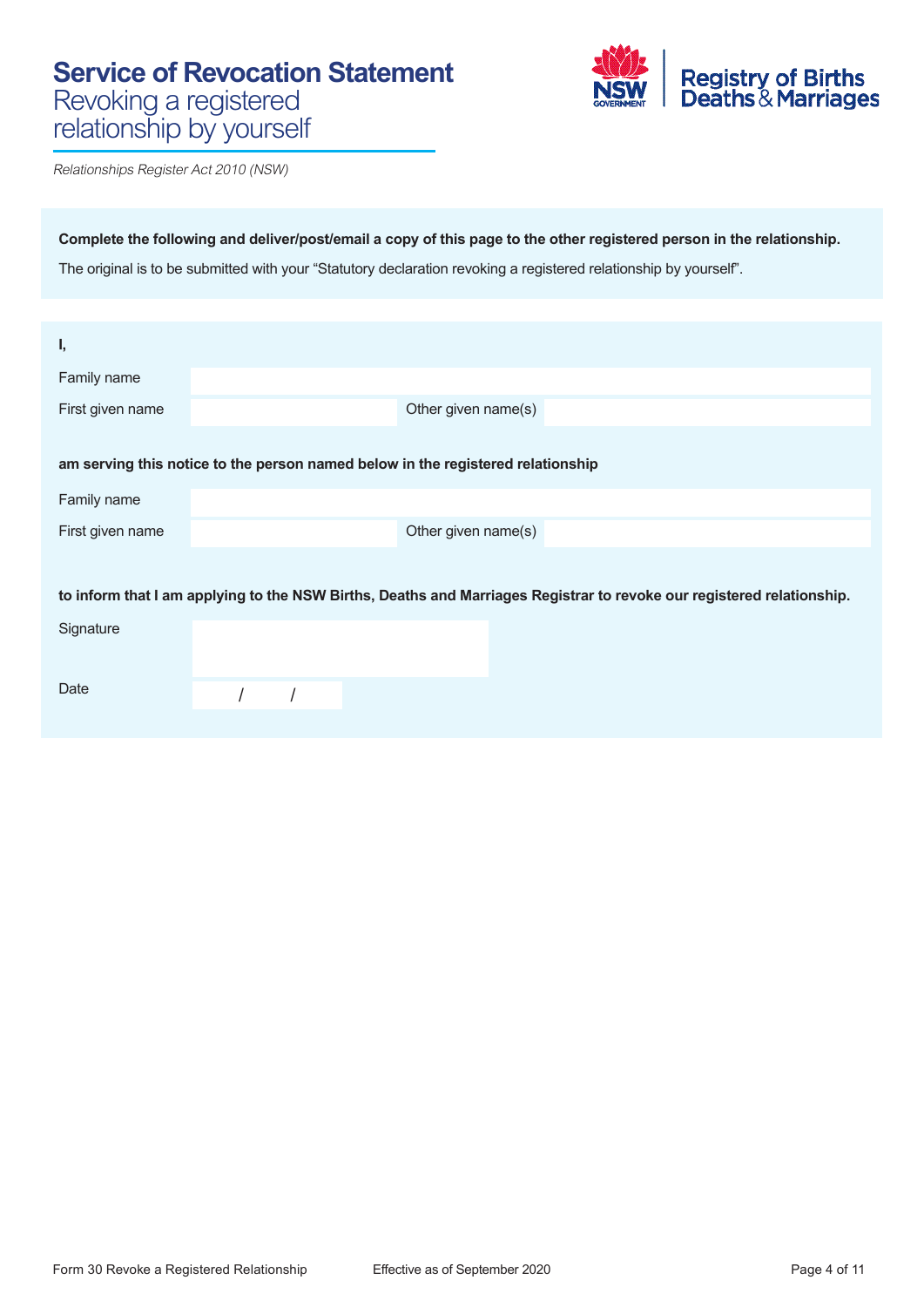# Service of Revocation Statement
## Revoking a registered relationship by yourself

*Relationships Register Act 2010 (NSW)*

**Complete the following and deliver/post/email a copy of this page to the other registered person in the relationship.**

The original is to be submitted with your "Statutory declaration revoking a registered relationship by yourself".

**I,**

| | | | |
|---|---|---|---|
| Family name | | | |
| First given name | | Other given name(s) | |

**am serving this notice to the person named below in the registered relationship**

| | | | |
|---|---|---|---|
| Family name | | | |
| First given name | | Other given name(s) | |

**to inform that I am applying to the NSW Births, Deaths and Marriages Registrar to revoke our registered relationship.**

| | |
|---|---|
| Signature | |
| Date | / / |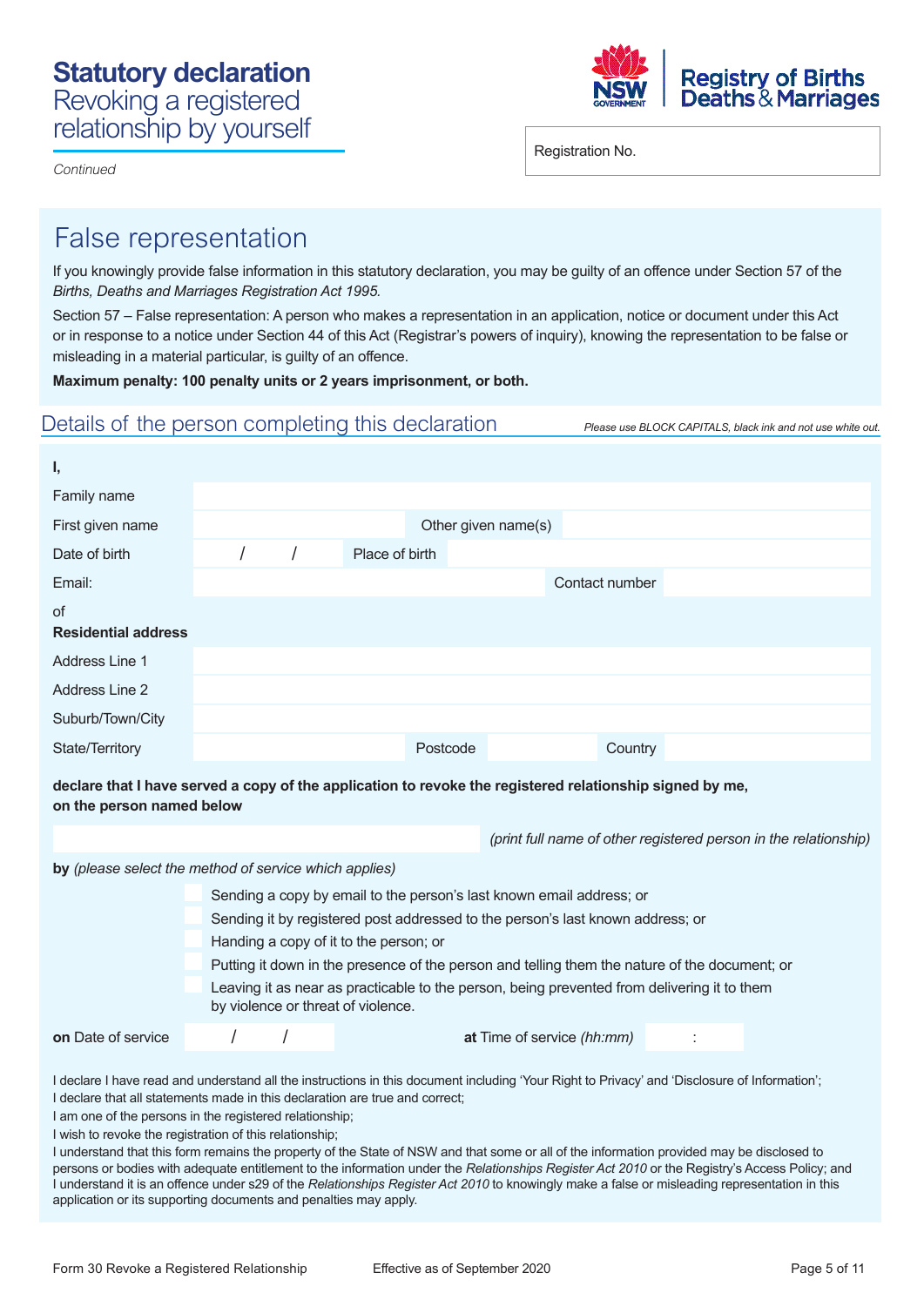# Statutory declaration
## Revoking a registered relationship by yourself

*Continued*

Registration No.

## False representation

If you knowingly provide false information in this statutory declaration, you may be guilty of an offence under Section 57 of the *Births, Deaths and Marriages Registration Act 1995.*

Section 57 – False representation: A person who makes a representation in an application, notice or document under this Act or in response to a notice under Section 44 of this Act (Registrar's powers of inquiry), knowing the representation to be false or misleading in a material particular, is guilty of an offence.

**Maximum penalty: 100 penalty units or 2 years imprisonment, or both.**

## Details of the person completing this declaration

*Please use BLOCK CAPITALS, black ink and not use white out.*

**I,**

| | | | |
|---|---|---|---|
| Family name | | | |
| First given name | | Other given name(s) | |
| Date of birth | / / | Place of birth | |
| Email: | | Contact number | |

of
**Residential address**

| | | | |
|---|---|---|---|
| Address Line 1 | | | |
| Address Line 2 | | | |
| Suburb/Town/City | | | |
| State/Territory | | Postcode | Country |

**declare that I have served a copy of the application to revoke the registered relationship signed by me, on the person named below**

*(print full name of other registered person in the relationship)*

**by** *(please select the method of service which applies)*

- ☐ Sending a copy by email to the person's last known email address; or
- ☐ Sending it by registered post addressed to the person's last known address; or
- ☐ Handing a copy of it to the person; or
- ☐ Putting it down in the presence of the person and telling them the nature of the document; or
- ☐ Leaving it as near as practicable to the person, being prevented from delivering it to them by violence or threat of violence.

**on** Date of service / / **at** Time of service *(hh:mm)* :

I declare I have read and understand all the instructions in this document including 'Your Right to Privacy' and 'Disclosure of Information';
I declare that all statements made in this declaration are true and correct;
I am one of the persons in the registered relationship;
I wish to revoke the registration of this relationship;
I understand that this form remains the property of the State of NSW and that some or all of the information provided may be disclosed to persons or bodies with adequate entitlement to the information under the *Relationships Register Act 2010* or the Registry's Access Policy; and
I understand it is an offence under s29 of the *Relationships Register Act 2010* to knowingly make a false or misleading representation in this application or its supporting documents and penalties may apply.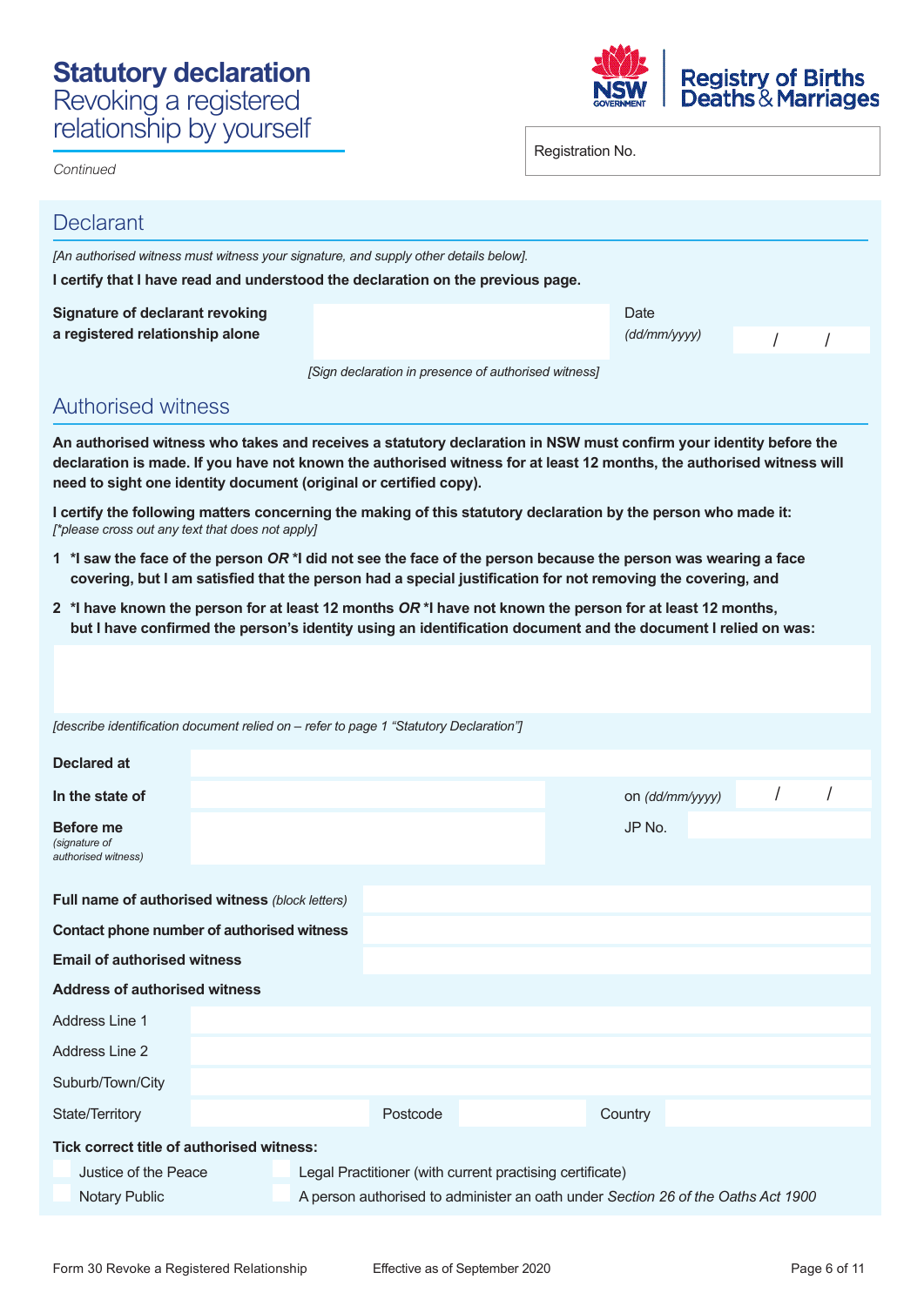# Statutory declaration
Revoking a registered relationship by yourself

*Continued*

Registration No.

## Declarant

*[An authorised witness must witness your signature, and supply other details below].*

**I certify that I have read and understood the declaration on the previous page.**

**Signature of declarant revoking a registered relationship alone**

*[Sign declaration in presence of authorised witness]*

Date *(dd/mm/yyyy)* / /

## Authorised witness

**An authorised witness who takes and receives a statutory declaration in NSW must confirm your identity before the declaration is made. If you have not known the authorised witness for at least 12 months, the authorised witness will need to sight one identity document (original or certified copy).**

**I certify the following matters concerning the making of this statutory declaration by the person who made it:**
*[\*please cross out any text that does not apply]*

1. **\*I saw the face of the person *OR* \*I did not see the face of the person because the person was wearing a face covering, but I am satisfied that the person had a special justification for not removing the covering, and**
2. **\*I have known the person for at least 12 months *OR* \*I have not known the person for at least 12 months, but I have confirmed the person's identity using an identification document and the document I relied on was:**

*[describe identification document relied on – refer to page 1 "Statutory Declaration"]*

**Declared at**

**In the state of** on *(dd/mm/yyyy)* / /

**Before me** *(signature of authorised witness)* JP No.

**Full name of authorised witness** *(block letters)*

**Contact phone number of authorised witness**

**Email of authorised witness**

**Address of authorised witness**

Address Line 1

Address Line 2

Suburb/Town/City

State/Territory Postcode Country

**Tick correct title of authorised witness:**

- Justice of the Peace
- Notary Public
- Legal Practitioner (with current practising certificate)
- A person authorised to administer an oath under *Section 26 of the Oaths Act 1900*

Form 30 Revoke a Registered Relationship Effective as of September 2020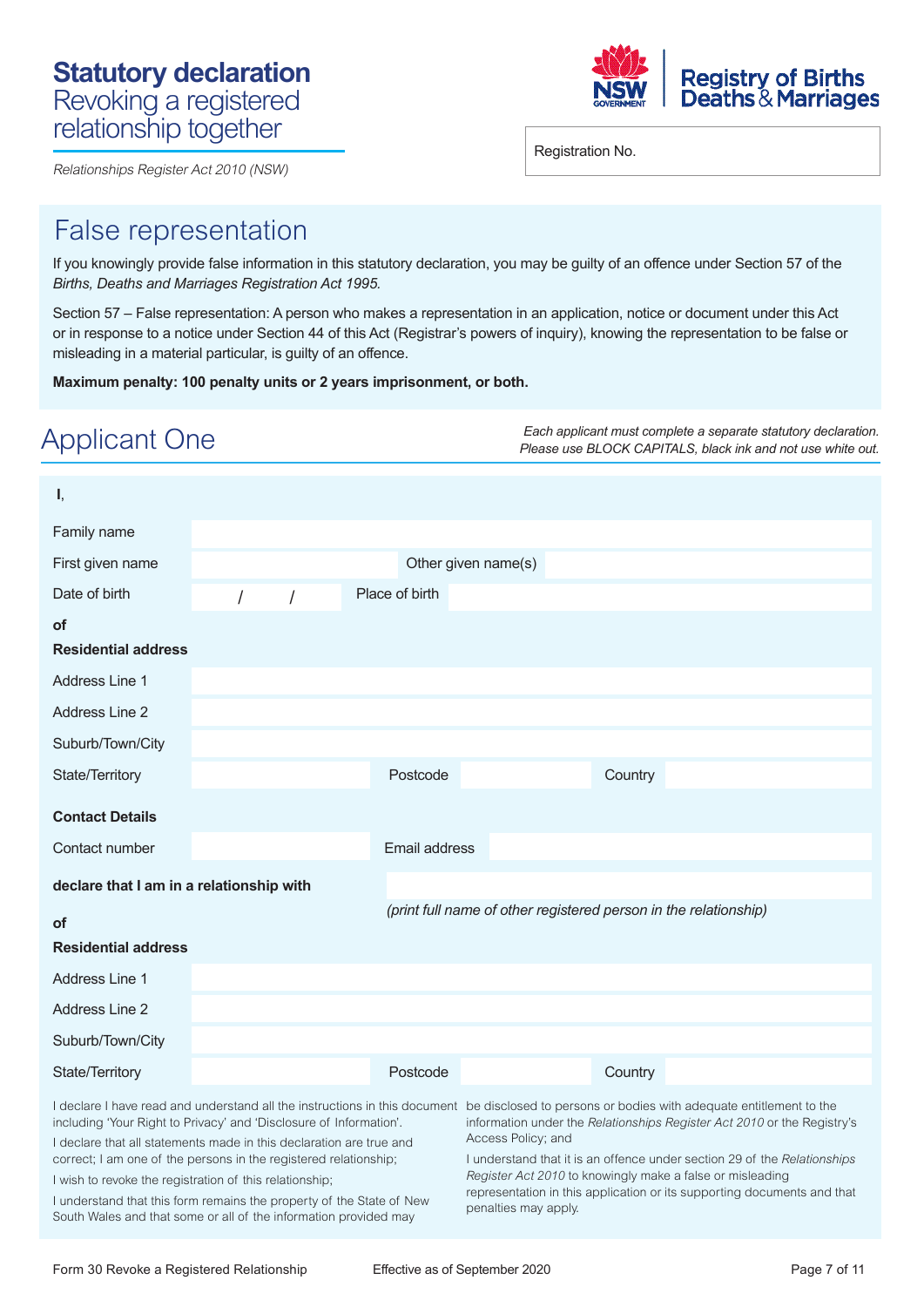# Statutory declaration

## Revoking a registered relationship together

*Relationships Register Act 2010 (NSW)*

Registry of Births Deaths & Marriages

Registration No.

## False representation

If you knowingly provide false information in this statutory declaration, you may be guilty of an offence under Section 57 of the *Births, Deaths and Marriages Registration Act 1995.*

Section 57 – False representation: A person who makes a representation in an application, notice or document under this Act or in response to a notice under Section 44 of this Act (Registrar's powers of inquiry), knowing the representation to be false or misleading in a material particular, is guilty of an offence.

**Maximum penalty: 100 penalty units or 2 years imprisonment, or both.**

## Applicant One

*Each applicant must complete a separate statutory declaration. Please use BLOCK CAPITALS, black ink and not use white out.*

**I,**

| | | | |
|---|---|---|---|
| Family name | | | |
| First given name | | Other given name(s) | |
| Date of birth | / / | Place of birth | |

**of**

**Residential address**

| | | | | | |
|---|---|---|---|---|---|
| Address Line 1 | | | | | |
| Address Line 2 | | | | | |
| Suburb/Town/City | | | | | |
| State/Territory | | Postcode | | Country | |

**Contact Details**

| | | | |
|---|---|---|---|
| Contact number | | Email address | |

**declare that I am in a relationship with** ______________________

*(print full name of other registered person in the relationship)*

**of**

**Residential address**

| | | | | | |
|---|---|---|---|---|---|
| Address Line 1 | | | | | |
| Address Line 2 | | | | | |
| Suburb/Town/City | | | | | |
| State/Territory | | Postcode | | Country | |

I declare I have read and understand all the instructions in this document including 'Your Right to Privacy' and 'Disclosure of Information'.

I declare that all statements made in this declaration are true and correct; I am one of the persons in the registered relationship;

I wish to revoke the registration of this relationship;

I understand that this form remains the property of the State of New South Wales and that some or all of the information provided may be disclosed to persons or bodies with adequate entitlement to the information under the *Relationships Register Act 2010* or the Registry's Access Policy; and

I understand that it is an offence under section 29 of the *Relationships Register Act 2010* to knowingly make a false or misleading representation in this application or its supporting documents and that penalties may apply.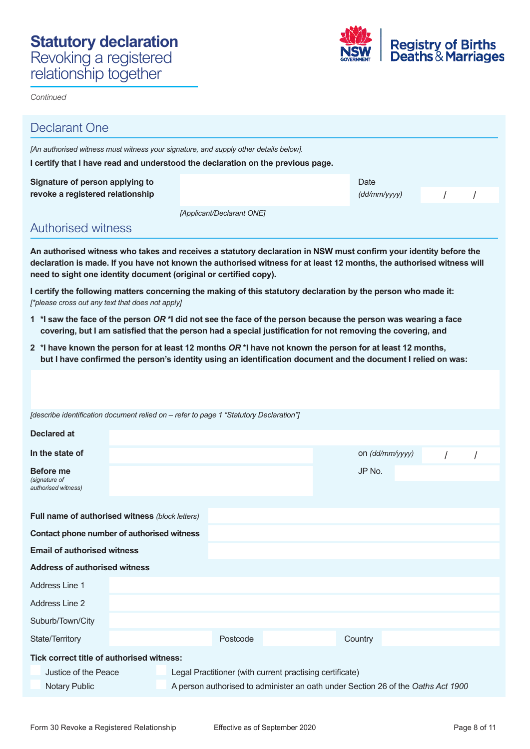# Statutory declaration
## Revoking a registered relationship together

*Continued*

## Declarant One

*[An authorised witness must witness your signature, and supply other details below].*

**I certify that I have read and understood the declaration on the previous page.**

| | | | |
|---|---|---|---|
| **Signature of person applying to revoke a registered relationship** | | Date *(dd/mm/yyyy)* | / / |
| | *[Applicant/Declarant ONE]* | | |

## Authorised witness

**An authorised witness who takes and receives a statutory declaration in NSW must confirm your identity before the declaration is made. If you have not known the authorised witness for at least 12 months, the authorised witness will need to sight one identity document (original or certified copy).**

**I certify the following matters concerning the making of this statutory declaration by the person who made it:**
*[\*please cross out any text that does not apply]*

1. **\*I saw the face of the person *OR* \*I did not see the face of the person because the person was wearing a face covering, but I am satisfied that the person had a special justification for not removing the covering, and**
2. **\*I have known the person for at least 12 months *OR* \*I have not known the person for at least 12 months, but I have confirmed the person's identity using an identification document and the document I relied on was:**

*[describe identification document relied on – refer to page 1 "Statutory Declaration"]*

| | | | |
|---|---|---|---|
| **Declared at** | | | |
| **In the state of** | | on *(dd/mm/yyyy)* | / / |
| **Before me** *(signature of authorised witness)* | | JP No. | |

| | |
|---|---|
| **Full name of authorised witness** *(block letters)* | |
| **Contact phone number of authorised witness** | |
| **Email of authorised witness** | |

**Address of authorised witness**

| | | | | | |
|---|---|---|---|---|---|
| Address Line 1 | | | | | |
| Address Line 2 | | | | | |
| Suburb/Town/City | | | | | |
| State/Territory | | Postcode | | Country | |

**Tick correct title of authorised witness:**

- ☐ Justice of the Peace
- ☐ Notary Public
- ☐ Legal Practitioner (with current practising certificate)
- ☐ A person authorised to administer an oath under Section 26 of the *Oaths Act 1900*

Form 30 Revoke a Registered Relationship    Effective as of September 2020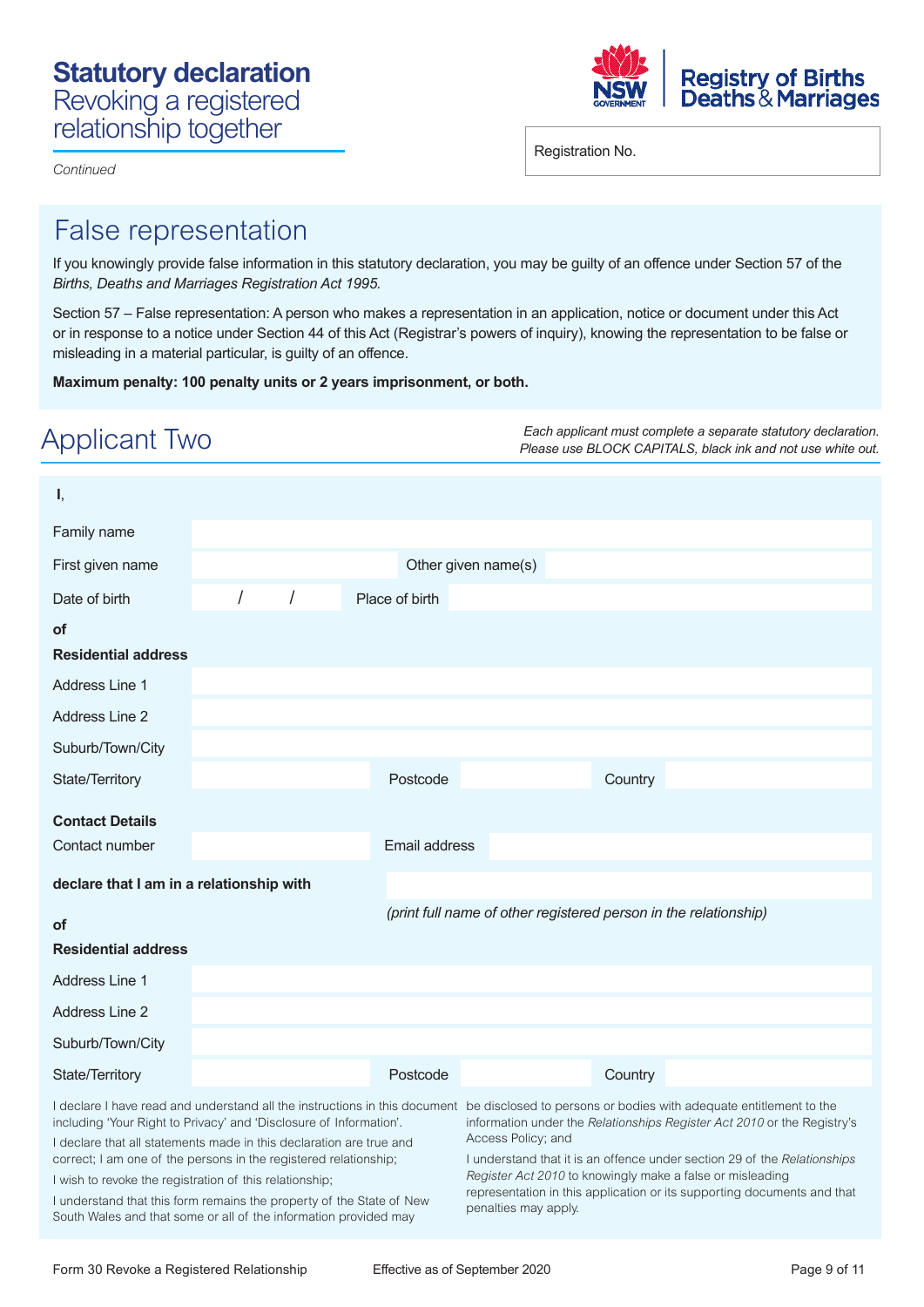# Statutory declaration

## Revoking a registered relationship together

*Continued*

Registration No.

## False representation

If you knowingly provide false information in this statutory declaration, you may be guilty of an offence under Section 57 of the *Births, Deaths and Marriages Registration Act 1995.*

Section 57 – False representation: A person who makes a representation in an application, notice or document under this Act or in response to a notice under Section 44 of this Act (Registrar's powers of inquiry), knowing the representation to be false or misleading in a material particular, is guilty of an offence.

**Maximum penalty: 100 penalty units or 2 years imprisonment, or both.**

## Applicant Two

*Each applicant must complete a separate statutory declaration. Please use BLOCK CAPITALS, black ink and not use white out.*

**I,**

Family name

First given name | Other given name(s)

Date of birth / / | Place of birth

**of**

**Residential address**

Address Line 1

Address Line 2

Suburb/Town/City

State/Territory | Postcode | Country

**Contact Details**

Contact number | Email address

**declare that I am in a relationship with**

*(print full name of other registered person in the relationship)*

**of**

**Residential address**

Address Line 1

Address Line 2

Suburb/Town/City

State/Territory | Postcode | Country

I declare I have read and understand all the instructions in this document including 'Your Right to Privacy' and 'Disclosure of Information'.

I declare that all statements made in this declaration are true and correct; I am one of the persons in the registered relationship;

I wish to revoke the registration of this relationship;

I understand that this form remains the property of the State of New South Wales and that some or all of the information provided may be disclosed to persons or bodies with adequate entitlement to the information under the *Relationships Register Act 2010* or the Registry's Access Policy; and

I understand that it is an offence under section 29 of the *Relationships Register Act 2010* to knowingly make a false or misleading representation in this application or its supporting documents and that penalties may apply.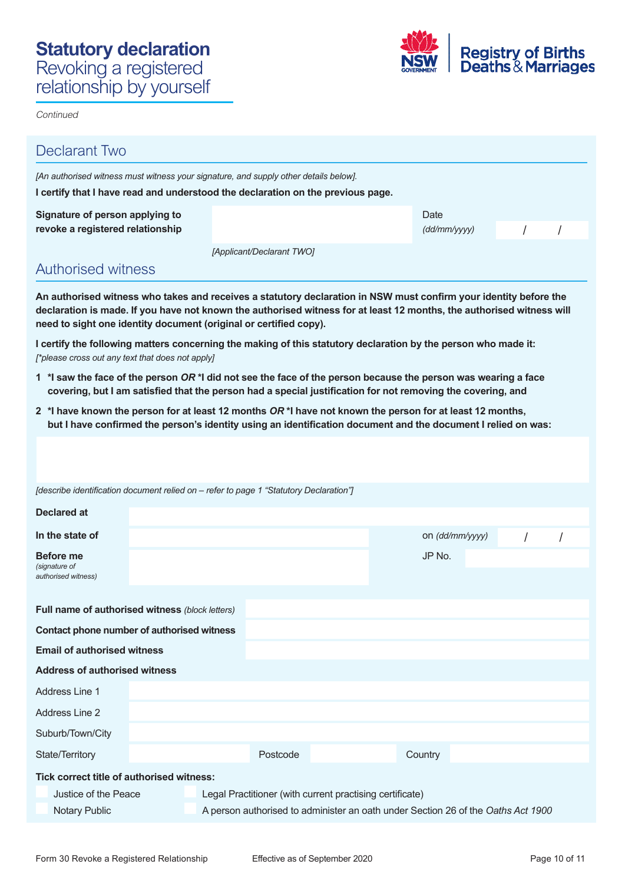# Statistutory declaration

## Revoking a registered relationship by yourself

*Continued*

## Declarant Two

*[An authorised witness must witness your signature, and supply other details below].*

**I certify that I have read and understood the declaration on the previous page.**

| **Signature of person applying to revoke a registered relationship** | | Date *(dd/mm/yyyy)* | / / |
|---|---|---|---|
| | *[Applicant/Declarant TWO]* | | |

## Authorised witness

**An authorised witness who takes and receives a statutory declaration in NSW must confirm your identity before the declaration is made. If you have not known the authorised witness for at least 12 months, the authorised witness will need to sight one identity document (original or certified copy).**

**I certify the following matters concerning the making of this statutory declaration by the person who made it:**
*[\*please cross out any text that does not apply]*

1. **\*I saw the face of the person *OR* \*I did not see the face of the person because the person was wearing a face covering, but I am satisfied that the person had a special justification for not removing the covering, and**
2. **\*I have known the person for at least 12 months *OR* \*I have not known the person for at least 12 months, but I have confirmed the person's identity using an identification document and the document I relied on was:**

*[describe identification document relied on – refer to page 1 "Statutory Declaration"]*

| | | | |
|---|---|---|---|
| **Declared at** | | | |
| **In the state of** | | on *(dd/mm/yyyy)* | / / |
| **Before me** *(signature of authorised witness)* | | JP No. | |

| | |
|---|---|
| **Full name of authorised witness** *(block letters)* | |
| **Contact phone number of authorised witness** | |
| **Email of authorised witness** | |

**Address of authorised witness**

| | | | | | |
|---|---|---|---|---|---|
| Address Line 1 | | | | | |
| Address Line 2 | | | | | |
| Suburb/Town/City | | | | | |
| State/Territory | | Postcode | | Country | |

**Tick correct title of authorised witness:**

- ☐ Justice of the Peace
- ☐ Notary Public
- ☐ Legal Practitioner (with current practising certificate)
- ☐ A person authorised to administer an oath under Section 26 of the *Oaths Act 1900*

Form 30 Revoke a Registered Relationship    Effective as of September 2020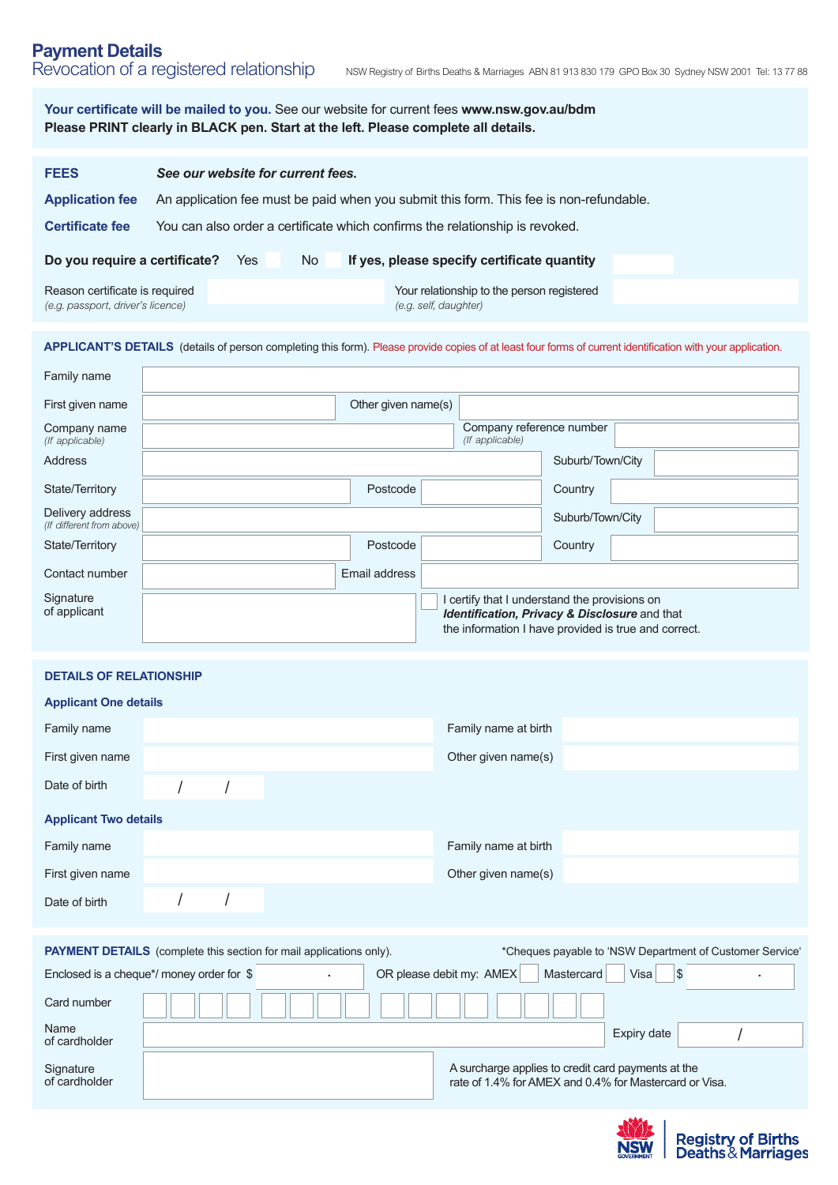# Payment Details

## Revocation of a registered relationship

NSW Registry of Births Deaths & Marriages ABN 81 913 830 179 GPO Box 30 Sydney NSW 2001 Tel: 13 77 88

**Your certificate will be mailed to you.** See our website for current fees **www.nsw.gov.au/bdm**
**Please PRINT clearly in BLACK pen. Start at the left. Please complete all details.**

**FEES** ***See our website for current fees.***

**Application fee** An application fee must be paid when you submit this form. This fee is non-refundable.

**Certificate fee** You can also order a certificate which confirms the relationship is revoked.

**Do you require a certificate?** Yes ☐ No ☐ **If yes, please specify certificate quantity** ______

Reason certificate is required
*(e.g. passport, driver's licence)* ______

Your relationship to the person registered
*(e.g. self, daughter)* ______

**APPLICANT'S DETAILS** (details of person completing this form). Please provide copies of at least four forms of current identification with your application.

| | | | |
|---|---|---|---|
| Family name | | | |
| First given name | | Other given name(s) | |
| Company name *(If applicable)* | | Company reference number *(If applicable)* | |
| Address | | Suburb/Town/City | |
| State/Territory | Postcode | Country | |
| Delivery address *(If different from above)* | | Suburb/Town/City | |
| State/Territory | Postcode | Country | |
| Contact number | | Email address | |
| Signature of applicant | | ☐ I certify that I understand the provisions on ***Identification, Privacy & Disclosure*** and that the information I have provided is true and correct. | |

**DETAILS OF RELATIONSHIP**

**Applicant One details**

| | | | |
|---|---|---|---|
| Family name | | Family name at birth | |
| First given name | | Other given name(s) | |
| Date of birth | / / | | |

**Applicant Two details**

| | | | |
|---|---|---|---|
| Family name | | Family name at birth | |
| First given name | | Other given name(s) | |
| Date of birth | / / | | |

**PAYMENT DETAILS** (complete this section for mail applications only). *Cheques payable to 'NSW Department of Customer Service'

Enclosed is a cheque*/ money order for $ ______ . OR please debit my: AMEX ☐ Mastercard ☐ Visa ☐ $ ______ .

Card number ☐☐☐☐ ☐☐☐☐ ☐☐☐☐ ☐☐☐☐

Name of cardholder ______ Expiry date ___ / ___

Signature of cardholder ______

A surcharge applies to credit card payments at the rate of 1.4% for AMEX and 0.4% for Mastercard or Visa.

NSW Government | Registry of Births Deaths & Marriages